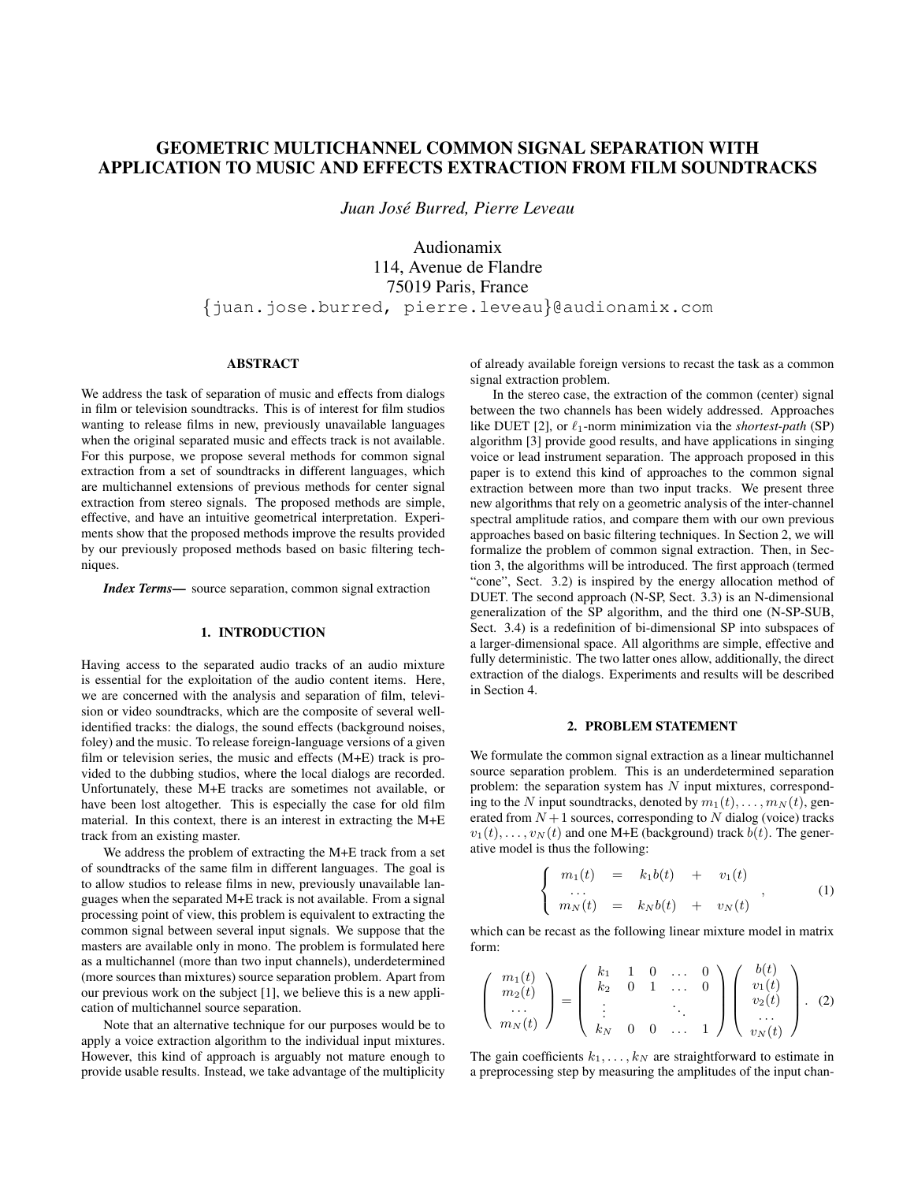# GEOMETRIC MULTICHANNEL COMMON SIGNAL SEPARATION WITH APPLICATION TO MUSIC AND EFFECTS EXTRACTION FROM FILM SOUNDTRACKS

*Juan José Burred, Pierre Leveau*

Audionamix
114, Avenue de Flandre
75019 Paris, France
{juan.jose.burred, pierre.leveau}@audionamix.com

## ABSTRACT

We address the task of separation of music and effects from dialogs in film or television soundtracks. This is of interest for film studios wanting to release films in new, previously unavailable languages when the original separated music and effects track is not available. For this purpose, we propose several methods for common signal extraction from a set of soundtracks in different languages, which are multichannel extensions of previous methods for center signal extraction from stereo signals. The proposed methods are simple, effective, and have an intuitive geometrical interpretation. Experiments show that the proposed methods improve the results provided by our previously proposed methods based on basic filtering techniques.

***Index Terms*—** source separation, common signal extraction

## 1. INTRODUCTION

Having access to the separated audio tracks of an audio mixture is essential for the exploitation of the audio content items. Here, we are concerned with the analysis and separation of film, television or video soundtracks, which are the composite of several well-identified tracks: the dialogs, the sound effects (background noises, foley) and the music. To release foreign-language versions of a given film or television series, the music and effects (M+E) track is provided to the dubbing studios, where the local dialogs are recorded. Unfortunately, these M+E tracks are sometimes not available, or have been lost altogether. This is especially the case for old film material. In this context, there is an interest in extracting the M+E track from an existing master.

We address the problem of extracting the M+E track from a set of soundtracks of the same film in different languages. The goal is to allow studios to release films in new, previously unavailable languages when the separated M+E track is not available. From a signal processing point of view, this problem is equivalent to extracting the common signal between several input signals. We suppose that the masters are available only in mono. The problem is formulated here as a multichannel (more than two input channels), underdetermined (more sources than mixtures) source separation problem. Apart from our previous work on the subject [1], we believe this is a new application of multichannel source separation.

Note that an alternative technique for our purposes would be to apply a voice extraction algorithm to the individual input mixtures. However, this kind of approach is arguably not mature enough to provide usable results. Instead, we take advantage of the multiplicity of already available foreign versions to recast the task as a common signal extraction problem.

In the stereo case, the extraction of the common (center) signal between the two channels has been widely addressed. Approaches like DUET [2], or $\ell_1$-norm minimization via the *shortest-path* (SP) algorithm [3] provide good results, and have applications in singing voice or lead instrument separation. The approach proposed in this paper is to extend this kind of approaches to the common signal extraction between more than two input tracks. We present three new algorithms that rely on a geometric analysis of the inter-channel spectral amplitude ratios, and compare them with our own previous approaches based on basic filtering techniques. In Section 2, we will formalize the problem of common signal extraction. Then, in Section 3, the algorithms will be introduced. The first approach (termed "cone", Sect. 3.2) is inspired by the energy allocation method of DUET. The second approach (N-SP, Sect. 3.3) is an N-dimensional generalization of the SP algorithm, and the third one (N-SP-SUB, Sect. 3.4) is a redefinition of bi-dimensional SP into subspaces of a larger-dimensional space. All algorithms are simple, effective and fully deterministic. The two latter ones allow, additionally, the direct extraction of the dialogs. Experiments and results will be described in Section 4.

## 2. PROBLEM STATEMENT

We formulate the common signal extraction as a linear multichannel source separation problem. This is an underdetermined separation problem: the separation system has $N$ input mixtures, corresponding to the $N$ input soundtracks, denoted by $m_1(t), \ldots, m_N(t)$, generated from $N+1$ sources, corresponding to $N$ dialog (voice) tracks $v_1(t), \ldots, v_N(t)$ and one M+E (background) track $b(t)$. The generative model is thus the following:

$$
\left\{
\begin{array}{lllll}
m_1(t) & = & k_1 b(t) & + & v_1(t) \\
\ldots & & & & \\
m_N(t) & = & k_N b(t) & + & v_N(t)
\end{array}
\right. , \tag{1}
$$

which can be recast as the following linear mixture model in matrix form:

$$
\begin{pmatrix} m_1(t) \\ m_2(t) \\ \ldots \\ m_N(t) \end{pmatrix} = \begin{pmatrix} k_1 & 1 & 0 & \ldots & 0 \\ k_2 & 0 & 1 & \ldots & 0 \\ \vdots & & & \ddots & \\ k_N & 0 & 0 & \ldots & 1 \end{pmatrix} \begin{pmatrix} b(t) \\ v_1(t) \\ v_2(t) \\ \ldots \\ v_N(t) \end{pmatrix} . \tag{2}
$$

The gain coefficients $k_1, \ldots, k_N$ are straightforward to estimate in a preprocessing step by measuring the amplitudes of the input chan-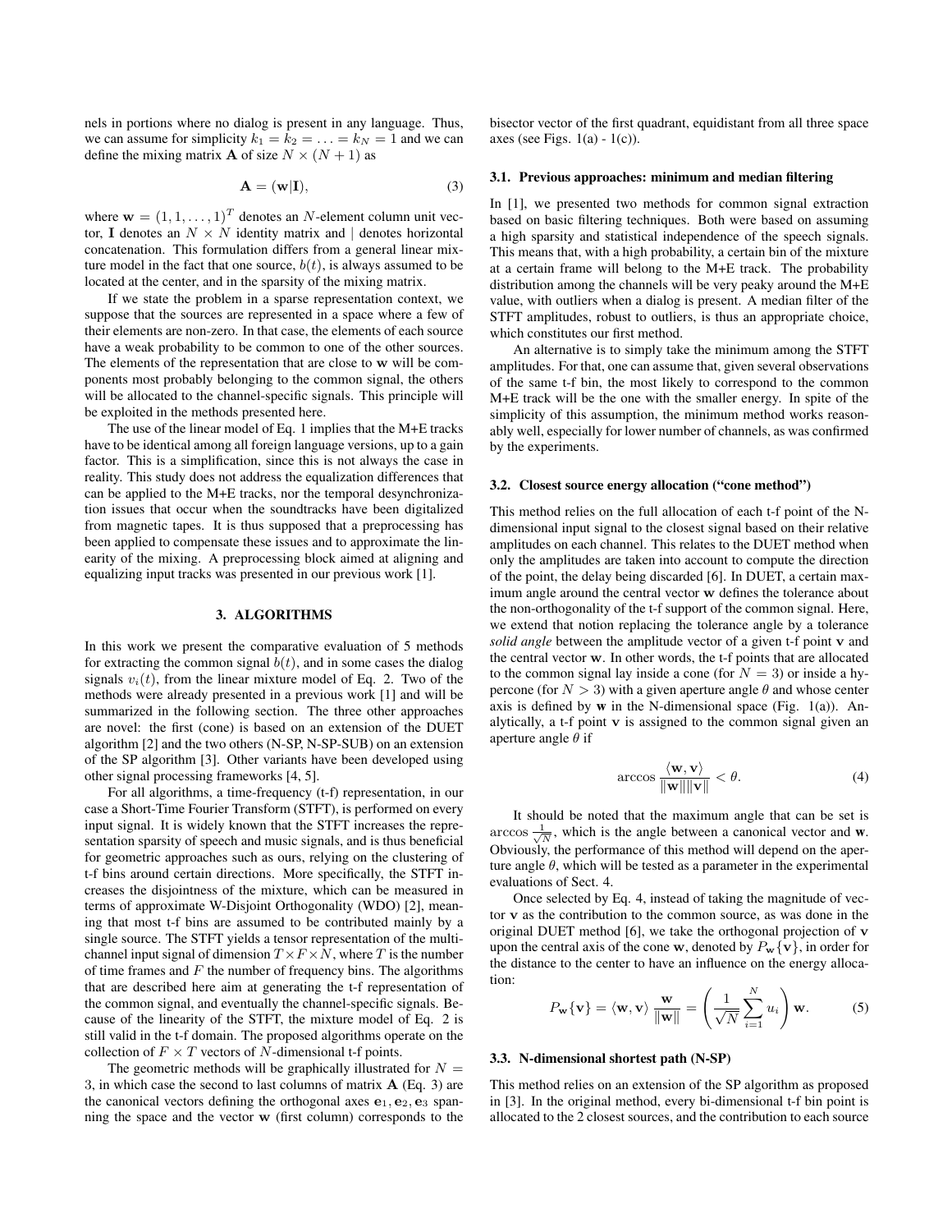nels in portions where no dialog is present in any language. Thus, we can assume for simplicity $k_1 = k_2 = \ldots = k_N = 1$ and we can define the mixing matrix $\mathbf{A}$ of size $N \times (N+1)$ as

$$\mathbf{A} = (\mathbf{w}|\mathbf{I}), \tag{3}$$

where $\mathbf{w} = (1, 1, \ldots, 1)^T$ denotes an $N$-element column unit vector, $\mathbf{I}$ denotes an $N \times N$ identity matrix and $|$ denotes horizontal concatenation. This formulation differs from a general linear mixture model in the fact that one source, $b(t)$, is always assumed to be located at the center, and in the sparsity of the mixing matrix.

If we state the problem in a sparse representation context, we suppose that the sources are represented in a space where a few of their elements are non-zero. In that case, the elements of each source have a weak probability to be common to one of the other sources. The elements of the representation that are close to $\mathbf{w}$ will be components most probably belonging to the common signal, the others will be allocated to the channel-specific signals. This principle will be exploited in the methods presented here.

The use of the linear model of Eq. 1 implies that the M+E tracks have to be identical among all foreign language versions, up to a gain factor. This is a simplification, since this is not always the case in reality. This study does not address the equalization differences that can be applied to the M+E tracks, nor the temporal desynchronization issues that occur when the soundtracks have been digitalized from magnetic tapes. It is thus supposed that a preprocessing has been applied to compensate these issues and to approximate the linearity of the mixing. A preprocessing block aimed at aligning and equalizing input tracks was presented in our previous work [1].

## 3. ALGORITHMS

In this work we present the comparative evaluation of 5 methods for extracting the common signal $b(t)$, and in some cases the dialog signals $v_i(t)$, from the linear mixture model of Eq. 2. Two of the methods were already presented in a previous work [1] and will be summarized in the following section. The three other approaches are novel: the first (cone) is based on an extension of the DUET algorithm [2] and the two others (N-SP, N-SP-SUB) on an extension of the SP algorithm [3]. Other variants have been developed using other signal processing frameworks [4, 5].

For all algorithms, a time-frequency (t-f) representation, in our case a Short-Time Fourier Transform (STFT), is performed on every input signal. It is widely known that the STFT increases the representation sparsity of speech and music signals, and is thus beneficial for geometric approaches such as ours, relying on the clustering of t-f bins around certain directions. More specifically, the STFT increases the disjointness of the mixture, which can be measured in terms of approximate W-Disjoint Orthogonality (WDO) [2], meaning that most t-f bins are assumed to be contributed mainly by a single source. The STFT yields a tensor representation of the multichannel input signal of dimension $T \times F \times N$, where $T$ is the number of time frames and $F$ the number of frequency bins. The algorithms that are described here aim at generating the t-f representation of the common signal, and eventually the channel-specific signals. Because of the linearity of the STFT, the mixture model of Eq. 2 is still valid in the t-f domain. The proposed algorithms operate on the collection of $F \times T$ vectors of $N$-dimensional t-f points.

The geometric methods will be graphically illustrated for $N = 3$, in which case the second to last columns of matrix $\mathbf{A}$ (Eq. 3) are the canonical vectors defining the orthogonal axes $\mathbf{e}_1, \mathbf{e}_2, \mathbf{e}_3$ spanning the space and the vector $\mathbf{w}$ (first column) corresponds to the bisector vector of the first quadrant, equidistant from all three space axes (see Figs. 1(a) - 1(c)).

### 3.1. Previous approaches: minimum and median filtering

In [1], we presented two methods for common signal extraction based on basic filtering techniques. Both were based on assuming a high sparsity and statistical independence of the speech signals. This means that, with a high probability, a certain bin of the mixture at a certain frame will belong to the M+E track. The probability distribution among the channels will be very peaky around the M+E value, with outliers when a dialog is present. A median filter of the STFT amplitudes, robust to outliers, is thus an appropriate choice, which constitutes our first method.

An alternative is to simply take the minimum among the STFT amplitudes. For that, one can assume that, given several observations of the same t-f bin, the most likely to correspond to the common M+E track will be the one with the smaller energy. In spite of the simplicity of this assumption, the minimum method works reasonably well, especially for lower number of channels, as was confirmed by the experiments.

### 3.2. Closest source energy allocation ("cone method")

This method relies on the full allocation of each t-f point of the N-dimensional input signal to the closest signal based on their relative amplitudes on each channel. This relates to the DUET method when only the amplitudes are taken into account to compute the direction of the point, the delay being discarded [6]. In DUET, a certain maximum angle around the central vector $\mathbf{w}$ defines the tolerance about the non-orthogonality of the t-f support of the common signal. Here, we extend that notion replacing the tolerance angle by a tolerance *solid angle* between the amplitude vector of a given t-f point $\mathbf{v}$ and the central vector $\mathbf{w}$. In other words, the t-f points that are allocated to the common signal lay inside a cone (for $N = 3$) or inside a hypercone (for $N > 3$) with a given aperture angle $\theta$ and whose center axis is defined by $\mathbf{w}$ in the N-dimensional space (Fig. 1(a)). Analytically, a t-f point $\mathbf{v}$ is assigned to the common signal given an aperture angle $\theta$ if

$$\arccos \frac{\langle \mathbf{w}, \mathbf{v} \rangle}{\|\mathbf{w}\| \|\mathbf{v}\|} < \theta. \tag{4}$$

It should be noted that the maximum angle that can be set is $\arccos \frac{1}{\sqrt{N}}$, which is the angle between a canonical vector and $\mathbf{w}$. Obviously, the performance of this method will depend on the aperture angle $\theta$, which will be tested as a parameter in the experimental evaluations of Sect. 4.

Once selected by Eq. 4, instead of taking the magnitude of vector $\mathbf{v}$ as the contribution to the common source, as was done in the original DUET method [6], we take the orthogonal projection of $\mathbf{v}$ upon the central axis of the cone $\mathbf{w}$, denoted by $P_{\mathbf{w}}\{\mathbf{v}\}$, in order for the distance to the center to have an influence on the energy allocation:

$$P_{\mathbf{w}}\{\mathbf{v}\} = \langle \mathbf{w}, \mathbf{v} \rangle \frac{\mathbf{w}}{\|\mathbf{w}\|} = \left( \frac{1}{\sqrt{N}} \sum_{i=1}^{N} u_i \right) \mathbf{w}. \tag{5}$$

### 3.3. N-dimensional shortest path (N-SP)

This method relies on an extension of the SP algorithm as proposed in [3]. In the original method, every bi-dimensional t-f bin point is allocated to the 2 closest sources, and the contribution to each source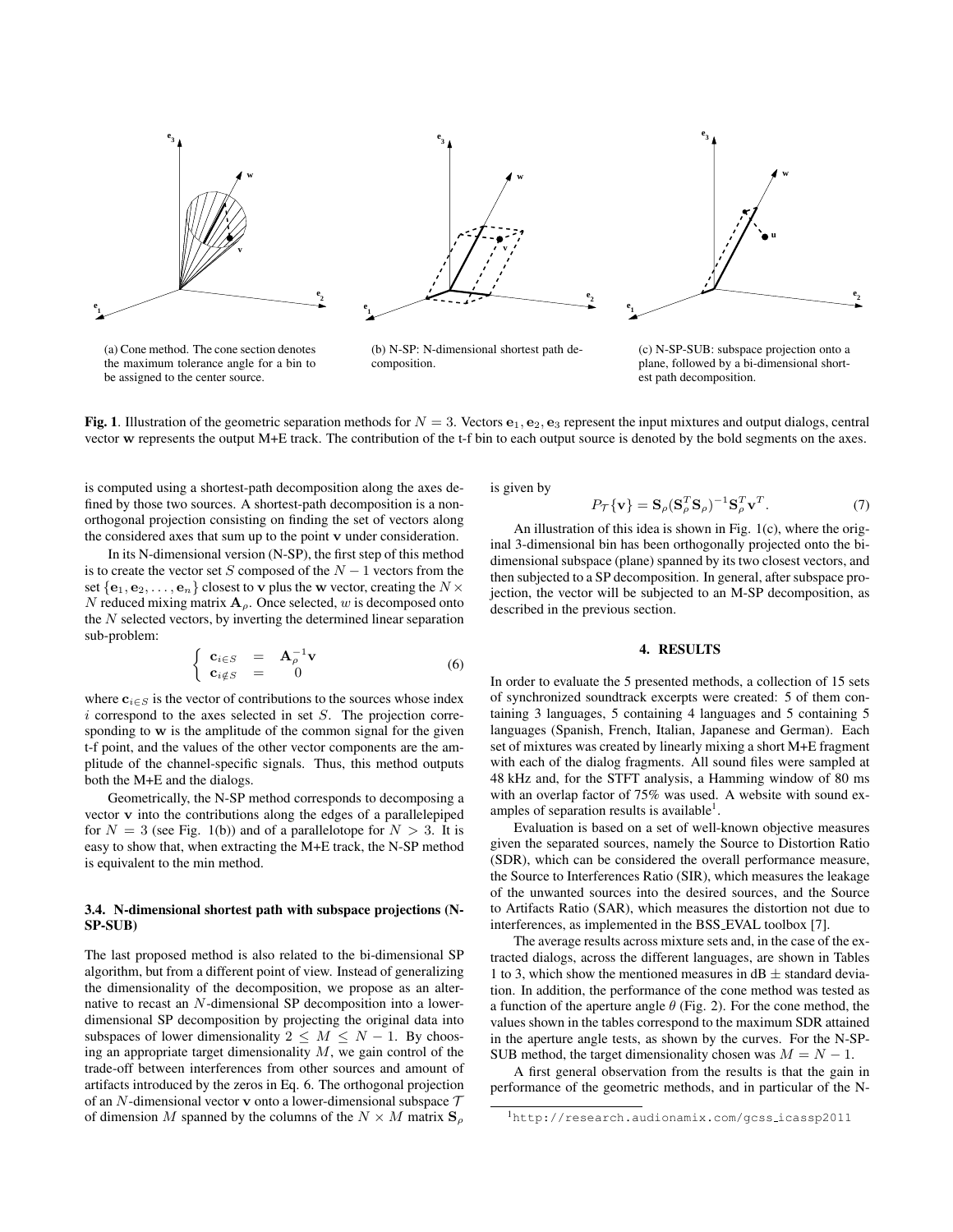(a) Cone method. The cone section denotes the maximum tolerance angle for a bin to be assigned to the center source.

(b) N-SP: N-dimensional shortest path decomposition.

(c) N-SP-SUB: subspace projection onto a plane, followed by a bi-dimensional shortest path decomposition.

**Fig. 1**. Illustration of the geometric separation methods for $N = 3$. Vectors $\mathbf{e}_1, \mathbf{e}_2, \mathbf{e}_3$ represent the input mixtures and output dialogs, central vector $\mathbf{w}$ represents the output M+E track. The contribution of the t-f bin to each output source is denoted by the bold segments on the axes.

is computed using a shortest-path decomposition along the axes defined by those two sources. A shortest-path decomposition is a non-orthogonal projection consisting on finding the set of vectors along the considered axes that sum up to the point $\mathbf{v}$ under consideration.

In its N-dimensional version (N-SP), the first step of this method is to create the vector set $S$ composed of the $N-1$ vectors from the set $\{\mathbf{e}_1, \mathbf{e}_2, \ldots, \mathbf{e}_n\}$ closest to $\mathbf{v}$ plus the $\mathbf{w}$ vector, creating the $N \times N$ reduced mixing matrix $\mathbf{A}_\rho$. Once selected, $w$ is decomposed onto the $N$ selected vectors, by inverting the determined linear separation sub-problem:

$$\begin{cases} \mathbf{c}_{i\in S} & = & \mathbf{A}_\rho^{-1}\mathbf{v} \\ \mathbf{c}_{i\notin S} & = & 0 \end{cases} \tag{6}$$

where $\mathbf{c}_{i\in S}$ is the vector of contributions to the sources whose index $i$ correspond to the axes selected in set $S$. The projection corresponding to $\mathbf{w}$ is the amplitude of the common signal for the given t-f point, and the values of the other vector components are the amplitude of the channel-specific signals. Thus, this method outputs both the M+E and the dialogs.

Geometrically, the N-SP method corresponds to decomposing a vector $\mathbf{v}$ into the contributions along the edges of a parallelepiped for $N = 3$ (see Fig. 1(b)) and of a parallelotope for $N > 3$. It is easy to show that, when extracting the M+E track, the N-SP method is equivalent to the min method.

### 3.4. N-dimensional shortest path with subspace projections (N-SP-SUB)

The last proposed method is also related to the bi-dimensional SP algorithm, but from a different point of view. Instead of generalizing the dimensionality of the decomposition, we propose as an alternative to recast an $N$-dimensional SP decomposition into a lower-dimensional SP decomposition by projecting the original data into subspaces of lower dimensionality $2 \leq M \leq N-1$. By choosing an appropriate target dimensionality $M$, we gain control of the trade-off between interferences from other sources and amount of artifacts introduced by the zeros in Eq. 6. The orthogonal projection of an $N$-dimensional vector $\mathbf{v}$ onto a lower-dimensional subspace $\mathcal{T}$ of dimension $M$ spanned by the columns of the $N \times M$ matrix $\mathbf{S}_\rho$ is given by

$$P_{\mathcal{T}}\{\mathbf{v}\} = \mathbf{S}_\rho(\mathbf{S}_\rho^T\mathbf{S}_\rho)^{-1}\mathbf{S}_\rho^T\mathbf{v}^T. \tag{7}$$

An illustration of this idea is shown in Fig. 1(c), where the original 3-dimensional bin has been orthogonally projected onto the bi-dimensional subspace (plane) spanned by its two closest vectors, and then subjected to a SP decomposition. In general, after subspace projection, the vector will be subjected to an M-SP decomposition, as described in the previous section.

## 4. RESULTS

In order to evaluate the 5 presented methods, a collection of 15 sets of synchronized soundtrack excerpts were created: 5 of them containing 3 languages, 5 containing 4 languages and 5 containing 5 languages (Spanish, French, Italian, Japanese and German). Each set of mixtures was created by linearly mixing a short M+E fragment with each of the dialog fragments. All sound files were sampled at 48 kHz and, for the STFT analysis, a Hamming window of 80 ms with an overlap factor of 75% was used. A website with sound examples of separation results is available[1].

Evaluation is based on a set of well-known objective measures given the separated sources, namely the Source to Distortion Ratio (SDR), which can be considered the overall performance measure, the Source to Interferences Ratio (SIR), which measures the leakage of the unwanted sources into the desired sources, and the Source to Artifacts Ratio (SAR), which measures the distortion not due to interferences, as implemented in the BSS_EVAL toolbox [7].

The average results across mixture sets and, in the case of the extracted dialogs, across the different languages, are shown in Tables 1 to 3, which show the mentioned measures in dB ± standard deviation. In addition, the performance of the cone method was tested as a function of the aperture angle $\theta$ (Fig. 2). For the cone method, the values shown in the tables correspond to the maximum SDR attained in the aperture angle tests, as shown by the curves. For the N-SP-SUB method, the target dimensionality chosen was $M = N - 1$.

A first general observation from the results is that the gain in performance of the geometric methods, and in particular of the N-

[1] http://research.audionamix.com/gcss_icassp2011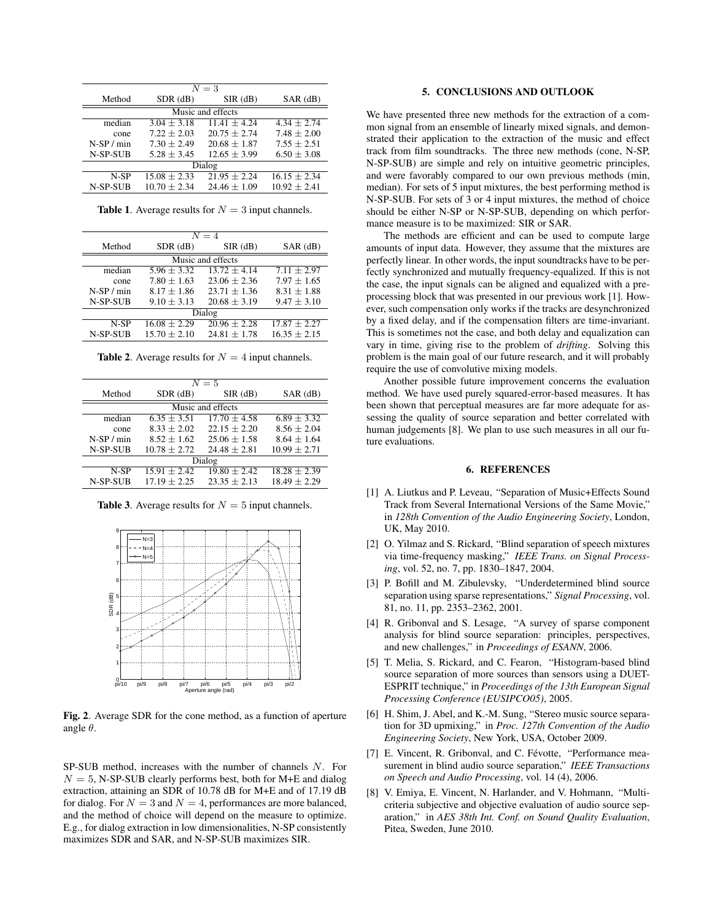| $N = 3$ | | | |
|---|---|---|---|
| Method | SDR (dB) | SIR (dB) | SAR (dB) |
| Music and effects | | | |
| median | $3.04 \pm 3.18$ | $11.41 \pm 4.24$ | $4.34 \pm 2.74$ |
| cone | $7.22 \pm 2.03$ | $20.75 \pm 2.74$ | $7.48 \pm 2.00$ |
| N-SP / min | $7.30 \pm 2.49$ | $20.68 \pm 1.87$ | $7.55 \pm 2.51$ |
| N-SP-SUB | $5.28 \pm 3.45$ | $12.65 \pm 3.99$ | $6.50 \pm 3.08$ |
| Dialog | | | |
| N-SP | $15.08 \pm 2.33$ | $21.95 \pm 2.24$ | $16.15 \pm 2.34$ |
| N-SP-SUB | $10.70 \pm 2.34$ | $24.46 \pm 1.09$ | $10.92 \pm 2.41$ |

**Table 1**. Average results for $N = 3$ input channels.

| $N = 4$ | | | |
|---|---|---|---|
| Method | SDR (dB) | SIR (dB) | SAR (dB) |
| Music and effects | | | |
| median | $5.96 \pm 3.32$ | $13.72 \pm 4.14$ | $7.11 \pm 2.97$ |
| cone | $7.80 \pm 1.63$ | $23.06 \pm 2.36$ | $7.97 \pm 1.65$ |
| N-SP / min | $8.17 \pm 1.86$ | $23.71 \pm 1.36$ | $8.31 \pm 1.88$ |
| N-SP-SUB | $9.10 \pm 3.13$ | $20.68 \pm 3.19$ | $9.47 \pm 3.10$ |
| Dialog | | | |
| N-SP | $16.08 \pm 2.29$ | $20.96 \pm 2.28$ | $17.87 \pm 2.27$ |
| N-SP-SUB | $15.70 \pm 2.10$ | $24.81 \pm 1.78$ | $16.35 \pm 2.15$ |

**Table 2**. Average results for $N = 4$ input channels.

| $N = 5$ | | | |
|---|---|---|---|
| Method | SDR (dB) | SIR (dB) | SAR (dB) |
| Music and effects | | | |
| median | $6.35 \pm 3.51$ | $17.70 \pm 4.58$ | $6.89 \pm 3.32$ |
| cone | $8.33 \pm 2.02$ | $22.15 \pm 2.20$ | $8.56 \pm 2.04$ |
| N-SP / min | $8.52 \pm 1.62$ | $25.06 \pm 1.58$ | $8.64 \pm 1.64$ |
| N-SP-SUB | $10.78 \pm 2.72$ | $24.48 \pm 2.81$ | $10.99 \pm 2.71$ |
| Dialog | | | |
| N-SP | $15.91 \pm 2.42$ | $19.80 \pm 2.42$ | $18.28 \pm 2.39$ |
| N-SP-SUB | $17.19 \pm 2.25$ | $23.35 \pm 2.13$ | $18.49 \pm 2.29$ |

**Table 3**. Average results for $N = 5$ input channels.

N=3
N=4
N=5
SDR (dB)
Aperture angle (rad)
pi/10 pi/9 pi/8 pi/7 pi/6 pi/5 pi/4 pi/3 pi/2

**Fig. 2**. Average SDR for the cone method, as a function of aperture angle $\theta$.

SP-SUB method, increases with the number of channels $N$. For $N = 5$, N-SP-SUB clearly performs best, both for M+E and dialog extraction, attaining an SDR of 10.78 dB for M+E and of 17.19 dB for dialog. For $N = 3$ and $N = 4$, performances are more balanced, and the method of choice will depend on the measure to optimize. E.g., for dialog extraction in low dimensionalities, N-SP consistently maximizes SDR and SAR, and N-SP-SUB maximizes SIR.

## 5. CONCLUSIONS AND OUTLOOK

We have presented three new methods for the extraction of a common signal from an ensemble of linearly mixed signals, and demonstrated their application to the extraction of the music and effect track from film soundtracks. The three new methods (cone, N-SP, N-SP-SUB) are simple and rely on intuitive geometric principles, and were favorably compared to our own previous methods (min, median). For sets of 5 input mixtures, the best performing method is N-SP-SUB. For sets of 3 or 4 input mixtures, the method of choice should be either N-SP or N-SP-SUB, depending on which performance measure is to be maximized: SIR or SAR.

The methods are efficient and can be used to compute large amounts of input data. However, they assume that the mixtures are perfectly linear. In other words, the input soundtracks have to be perfectly synchronized and mutually frequency-equalized. If this is not the case, the input signals can be aligned and equalized with a preprocessing block that was presented in our previous work [1]. However, such compensation only works if the tracks are desynchronized by a fixed delay, and if the compensation filters are time-invariant. This is sometimes not the case, and both delay and equalization can vary in time, giving rise to the problem of *drifting*. Solving this problem is the main goal of our future research, and it will probably require the use of convolutive mixing models.

Another possible future improvement concerns the evaluation method. We have used purely squared-error-based measures. It has been shown that perceptual measures are far more adequate for assessing the quality of source separation and better correlated with human judgements [8]. We plan to use such measures in all our future evaluations.

## 6. REFERENCES

[1] A. Liutkus and P. Leveau, "Separation of Music+Effects Sound Track from Several International Versions of the Same Movie," in *128th Convention of the Audio Engineering Society*, London, UK, May 2010.

[2] O. Yilmaz and S. Rickard, "Blind separation of speech mixtures via time-frequency masking," *IEEE Trans. on Signal Processing*, vol. 52, no. 7, pp. 1830–1847, 2004.

[3] P. Bofill and M. Zibulevsky, "Underdetermined blind source separation using sparse representations," *Signal Processing*, vol. 81, no. 11, pp. 2353–2362, 2001.

[4] R. Gribonval and S. Lesage, "A survey of sparse component analysis for blind source separation: principles, perspectives, and new challenges," in *Proceedings of ESANN*, 2006.

[5] T. Melia, S. Rickard, and C. Fearon, "Histogram-based blind source separation of more sources than sensors using a DUET-ESPRIT technique," in *Proceedings of the 13th European Signal Processing Conference (EUSIPCO05)*, 2005.

[6] H. Shim, J. Abel, and K.-M. Sung, "Stereo music source separation for 3D upmixing," in *Proc. 127th Convention of the Audio Engineering Society*, New York, USA, October 2009.

[7] E. Vincent, R. Gribonval, and C. Févotte, "Performance measurement in blind audio source separation," *IEEE Transactions on Speech and Audio Processing*, vol. 14 (4), 2006.

[8] V. Emiya, E. Vincent, N. Harlander, and V. Hohmann, "Multi-criteria subjective and objective evaluation of audio source separation," in *AES 38th Int. Conf. on Sound Quality Evaluation*, Pitea, Sweden, June 2010.